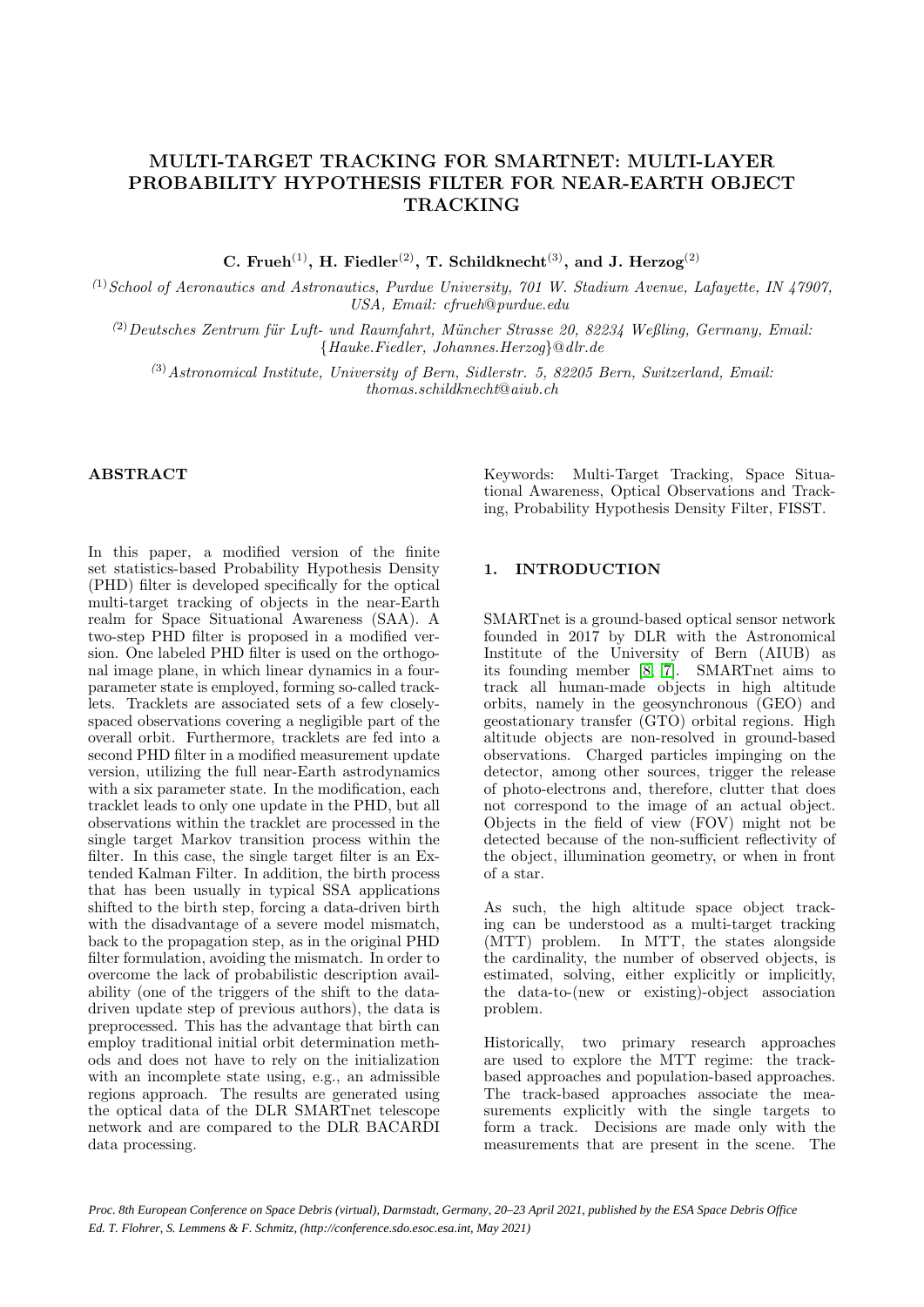# MULTI-TARGET TRACKING FOR SMARTNET: MULTI-LAYER PROBABILITY HYPOTHESIS FILTER FOR NEAR-EARTH OBJECT TRACKING

**C. Frueh[(1)], H. Fiedler[(2)], T. Schildknecht[(3)], and J. Herzog[(2)]**

[(1)] *School of Aeronautics and Astronautics, Purdue University, 701 W. Stadium Avenue, Lafayette, IN 47907, USA, Email: cfrueh@purdue.edu*

[(2)] *Deutsches Zentrum für Luft- und Raumfahrt, Müncher Strasse 20, 82234 Weßling, Germany, Email: {Hauke.Fiedler, Johannes.Herzog}@dlr.de*

[(3)] *Astronomical Institute, University of Bern, Sidlerstr. 5, 82205 Bern, Switzerland, Email: thomas.schildknecht@aiub.ch*

## ABSTRACT

In this paper, a modified version of the finite set statistics-based Probability Hypothesis Density (PHD) filter is developed specifically for the optical multi-target tracking of objects in the near-Earth realm for Space Situational Awareness (SAA). A two-step PHD filter is proposed in a modified version. One labeled PHD filter is used on the orthogonal image plane, in which linear dynamics in a four-parameter state is employed, forming so-called tracklets. Tracklets are associated sets of a few closely-spaced observations covering a negligible part of the overall orbit. Furthermore, tracklets are fed into a second PHD filter in a modified measurement update version, utilizing the full near-Earth astrodynamics with a six parameter state. In the modification, each tracklet leads to only one update in the PHD, but all observations within the tracklet are processed in the single target Markov transition process within the filter. In this case, the single target filter is an Extended Kalman Filter. In addition, the birth process that has been usually in typical SSA applications shifted to the birth step, forcing a data-driven birth with the disadvantage of a severe model mismatch, back to the propagation step, as in the original PHD filter formulation, avoiding the mismatch. In order to overcome the lack of probabilistic description availability (one of the triggers of the shift to the data-driven update step of previous authors), the data is preprocessed. This has the advantage that birth can employ traditional initial orbit determination methods and does not have to rely on the initialization with an incomplete state using, e.g., an admissible regions approach. The results are generated using the optical data of the DLR SMARTnet telescope network and are compared to the DLR BACARDI data processing.

Keywords: Multi-Target Tracking, Space Situational Awareness, Optical Observations and Tracking, Probability Hypothesis Density Filter, FISST.

## 1. INTRODUCTION

SMARTnet is a ground-based optical sensor network founded in 2017 by DLR with the Astronomical Institute of the University of Bern (AIUB) as its founding member [8, 7]. SMARTnet aims to track all human-made objects in high altitude orbits, namely in the geosynchronous (GEO) and geostationary transfer (GTO) orbital regions. High altitude objects are non-resolved in ground-based observations. Charged particles impinging on the detector, among other sources, trigger the release of photo-electrons and, therefore, clutter that does not correspond to the image of an actual object. Objects in the field of view (FOV) might not be detected because of the non-sufficient reflectivity of the object, illumination geometry, or when in front of a star.

As such, the high altitude space object tracking can be understood as a multi-target tracking (MTT) problem. In MTT, the states alongside the cardinality, the number of observed objects, is estimated, solving, either explicitly or implicitly, the data-to-(new or existing)-object association problem.

Historically, two primary research approaches are used to explore the MTT regime: the track-based approaches and population-based approaches. The track-based approaches associate the measurements explicitly with the single targets to form a track. Decisions are made only with the measurements that are present in the scene. The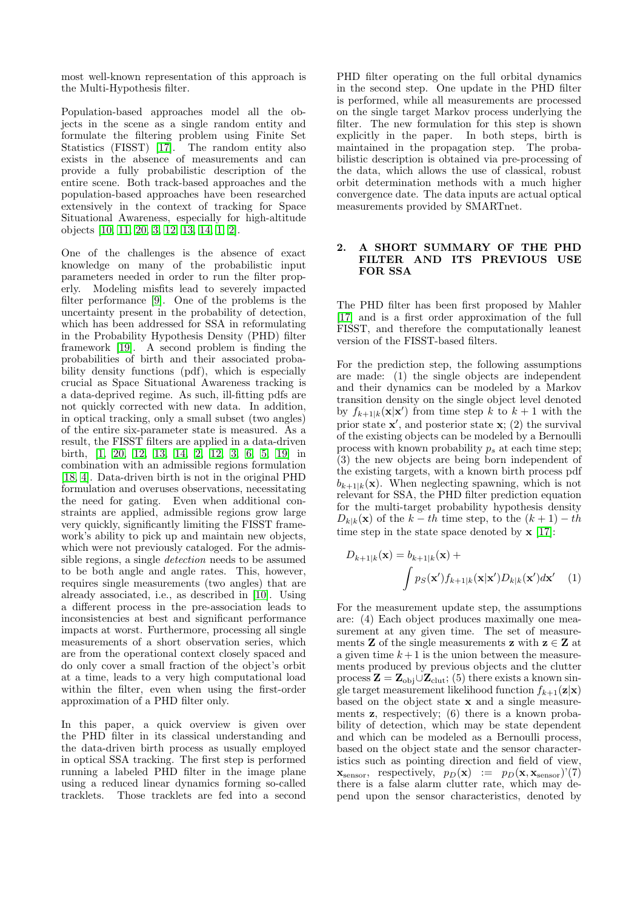most well-known representation of this approach is the Multi-Hypothesis filter.

Population-based approaches model all the objects in the scene as a single random entity and formulate the filtering problem using Finite Set Statistics (FISST) [17]. The random entity also exists in the absence of measurements and can provide a fully probabilistic description of the entire scene. Both track-based approaches and the population-based approaches have been researched extensively in the context of tracking for Space Situational Awareness, especially for high-altitude objects [10, 11, 20, 3, 12, 13, 14, 1, 2].

One of the challenges is the absence of exact knowledge on many of the probabilistic input parameters needed in order to run the filter properly. Modeling misfits lead to severely impacted filter performance [9]. One of the problems is the uncertainty present in the probability of detection, which has been addressed for SSA in reformulating in the Probability Hypothesis Density (PHD) filter framework [19]. A second problem is finding the probabilities of birth and their associated probability density functions (pdf), which is especially crucial as Space Situational Awareness tracking is a data-deprived regime. As such, ill-fitting pdfs are not quickly corrected with new data. In addition, in optical tracking, only a small subset (two angles) of the entire six-parameter state is measured. As a result, the FISST filters are applied in a data-driven birth, [1, 20, 12, 13, 14, 2, 12, 3, 6, 5, 19] in combination with an admissible regions formulation [18, 4]. Data-driven birth is not in the original PHD formulation and overuses observations, necessitating the need for gating. Even when additional constraints are applied, admissible regions grow large very quickly, significantly limiting the FISST framework's ability to pick up and maintain new objects, which were not previously cataloged. For the admissible regions, a single *detection* needs to be assumed to be both angle and angle rates. This, however, requires single measurements (two angles) that are already associated, i.e., as described in [10]. Using a different process in the pre-association leads to inconsistencies at best and significant performance impacts at worst. Furthermore, processing all single measurements of a short observation series, which are from the operational context closely spaced and do only cover a small fraction of the object's orbit at a time, leads to a very high computational load within the filter, even when using the first-order approximation of a PHD filter only.

In this paper, a quick overview is given over the PHD filter in its classical understanding and the data-driven birth process as usually employed in optical SSA tracking. The first step is performed running a labeled PHD filter in the image plane using a reduced linear dynamics forming so-called tracklets. Those tracklets are fed into a second PHD filter operating on the full orbital dynamics in the second step. One update in the PHD filter is performed, while all measurements are processed on the single target Markov process underlying the filter. The new formulation for this step is shown explicitly in the paper. In both steps, birth is maintained in the propagation step. The probabilistic description is obtained via pre-processing of the data, which allows the use of classical, robust orbit determination methods with a much higher convergence date. The data inputs are actual optical measurements provided by SMARTnet.

## 2. A SHORT SUMMARY OF THE PHD FILTER AND ITS PREVIOUS USE FOR SSA

The PHD filter has been first proposed by Mahler [17] and is a first order approximation of the full FISST, and therefore the computationally leanest version of the FISST-based filters.

For the prediction step, the following assumptions are made: (1) the single objects are independent and their dynamics can be modeled by a Markov transition density on the single object level denoted by $f_{k+1|k}(\mathbf{x}|\mathbf{x}')$ from time step $k$ to $k+1$ with the prior state $\mathbf{x}'$, and posterior state $\mathbf{x}$; (2) the survival of the existing objects can be modeled by a Bernoulli process with known probability $p_s$ at each time step; (3) the new objects are being born independent of the existing targets, with a known birth process pdf $b_{k+1|k}(\mathbf{x})$. When neglecting spawning, which is not relevant for SSA, the PHD filter prediction equation for the multi-target probability hypothesis density $D_{k|k}(\mathbf{x})$ of the $k-th$ time step, to the $(k+1)-th$ time step in the state space denoted by $\mathbf{x}$ [17]:

$$D_{k+1|k}(\mathbf{x}) = b_{k+1|k}(\mathbf{x}) + \int p_S(\mathbf{x}') f_{k+1|k}(\mathbf{x}|\mathbf{x}') D_{k|k}(\mathbf{x}') d\mathbf{x}' \quad (1)$$

For the measurement update step, the assumptions are: (4) Each object produces maximally one measurement at any given time. The set of measurements $\mathbf{Z}$ of the single measurements $\mathbf{z}$ with $\mathbf{z} \in \mathbf{Z}$ at a given time $k+1$ is the union between the measurements produced by previous objects and the clutter process $\mathbf{Z} = \mathbf{Z}_{\text{obj}} \cup \mathbf{Z}_{\text{clut}}$; (5) there exists a known single target measurement likelihood function $f_{k+1}(\mathbf{z}|\mathbf{x})$ based on the object state $\mathbf{x}$ and a single measurements $\mathbf{z}$, respectively; (6) there is a known probability of detection, which may be state dependent and which can be modeled as a Bernoulli process, based on the object state and the sensor characteristics such as pointing direction and field of view, $\mathbf{x}_{\text{sensor}}$, respectively, $p_D(\mathbf{x}) := p_D(\mathbf{x}, \mathbf{x}_{\text{sensor}})$'(7) there is a false alarm clutter rate, which may depend upon the sensor characteristics, denoted by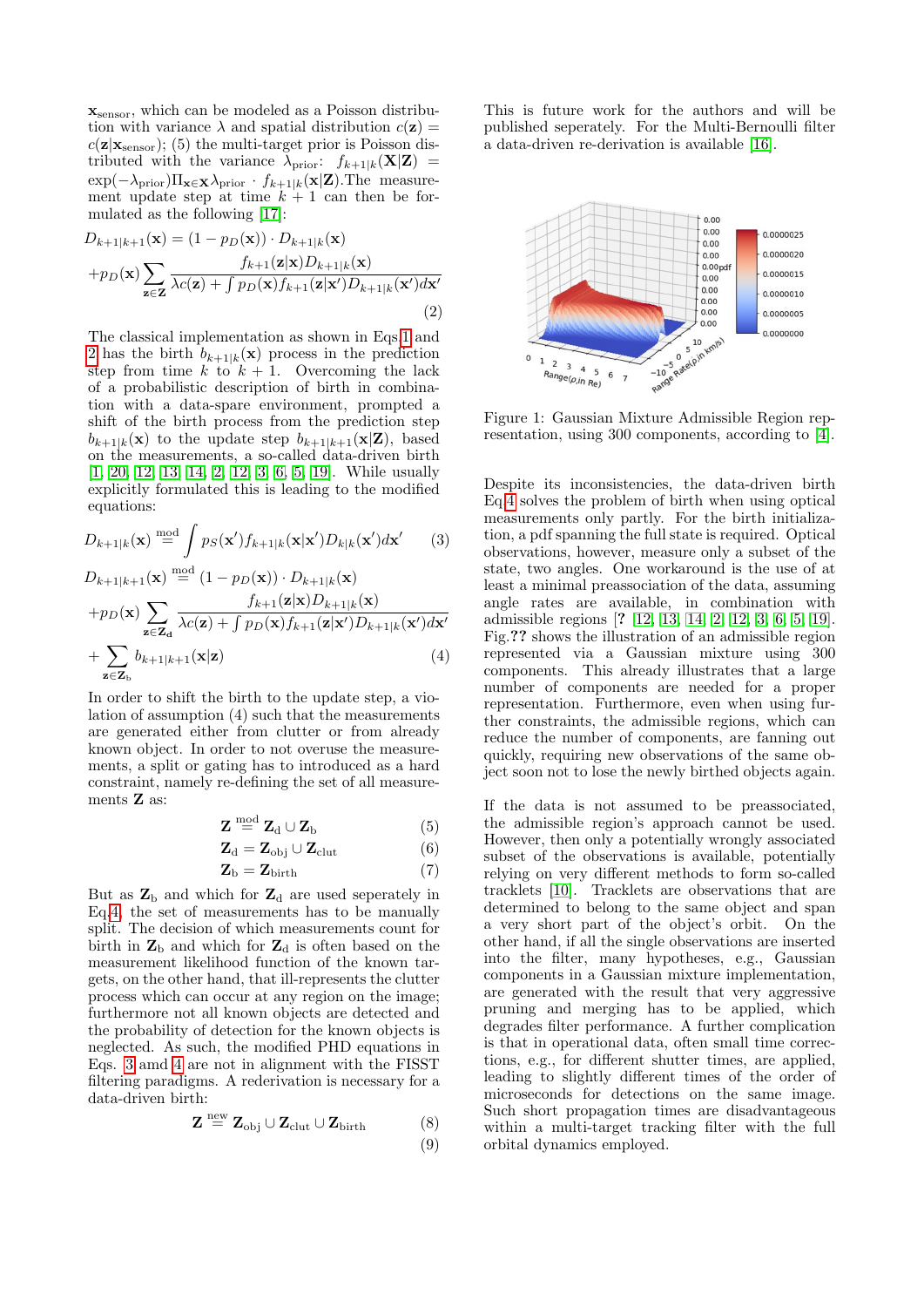$\mathbf{x}_{\text{sensor}}$, which can be modeled as a Poisson distribution with variance $\lambda$ and spatial distribution $c(\mathbf{z}) = c(\mathbf{z}|\mathbf{x}_{\text{sensor}})$; (5) the multi-target prior is Poisson distributed with the variance $\lambda_{\text{prior}}$: $f_{k+1|k}(\mathbf{X}|\mathbf{Z}) = \exp(-\lambda_{\text{prior}})\Pi_{\mathbf{x}\in\mathbf{X}}\lambda_{\text{prior}} \cdot f_{k+1|k}(\mathbf{x}|\mathbf{Z})$.The measurement update step at time $k+1$ can then be formulated as the following [17]:

$$D_{k+1|k+1}(\mathbf{x}) = (1 - p_D(\mathbf{x})) \cdot D_{k+1|k}(\mathbf{x})$$
$$+ p_D(\mathbf{x}) \sum_{\mathbf{z}\in\mathbf{Z}} \frac{f_{k+1}(\mathbf{z}|\mathbf{x}) D_{k+1|k}(\mathbf{x})}{\lambda c(\mathbf{z}) + \int p_D(\mathbf{x}) f_{k+1}(\mathbf{z}|\mathbf{x}') D_{k+1|k}(\mathbf{x}') d\mathbf{x}'} \tag{2}$$

The classical implementation as shown in Eqs 1 and 2 has the birth $b_{k+1|k}(\mathbf{x})$ process in the prediction step from time $k$ to $k+1$. Overcoming the lack of a probabilistic description of birth in combination with a data-spare environment, prompted a shift of the birth process from the prediction step $b_{k+1|k}(\mathbf{x})$ to the update step $b_{k+1|k+1}(\mathbf{x}|\mathbf{Z})$, based on the measurements, a so-called data-driven birth [1, 20, 12, 13, 14, 2, 12, 3, 6, 5, 19]. While usually explicitly formulated this is leading to the modified equations:

$$D_{k+1|k}(\mathbf{x}) \overset{\text{mod}}{=} \int p_S(\mathbf{x}') f_{k+1|k}(\mathbf{x}|\mathbf{x}') D_{k|k}(\mathbf{x}') d\mathbf{x}' \tag{3}$$

$$D_{k+1|k+1}(\mathbf{x}) \overset{\text{mod}}{=} (1 - p_D(\mathbf{x})) \cdot D_{k+1|k}(\mathbf{x})$$
$$+ p_D(\mathbf{x}) \sum_{\mathbf{z}\in\mathbf{Z_d}} \frac{f_{k+1}(\mathbf{z}|\mathbf{x}) D_{k+1|k}(\mathbf{x})}{\lambda c(\mathbf{z}) + \int p_D(\mathbf{x}) f_{k+1}(\mathbf{z}|\mathbf{x}') D_{k+1|k}(\mathbf{x}') d\mathbf{x}'}$$
$$+ \sum_{\mathbf{z}\in\mathbf{Z}_\text{b}} b_{k+1|k+1}(\mathbf{x}|\mathbf{z}) \tag{4}$$

In order to shift the birth to the update step, a violation of assumption (4) such that the measurements are generated either from clutter or from already known object. In order to not overuse the measurements, a split or gating has to introduced as a hard constraint, namely re-defining the set of all measurements $\mathbf{Z}$ as:

$$\mathbf{Z} \overset{\text{mod}}{=} \mathbf{Z}_\text{d} \cup \mathbf{Z}_\text{b} \tag{5}$$
$$\mathbf{Z}_\text{d} = \mathbf{Z}_\text{obj} \cup \mathbf{Z}_\text{clut} \tag{6}$$
$$\mathbf{Z}_\text{b} = \mathbf{Z}_\text{birth} \tag{7}$$

But as $\mathbf{Z}_\text{b}$ and which for $\mathbf{Z}_\text{d}$ are used seperately in Eq.4, the set of measurements has to be manually split. The decision of which measurements count for birth in $\mathbf{Z}_\text{b}$ and which for $\mathbf{Z}_\text{d}$ is often based on the measurement likelihood function of the known targets, on the other hand, that ill-represents the clutter process which can occur at any region on the image; furthermore not all known objects are detected and the probability of detection for the known objects is neglected. As such, the modified PHD equations in Eqs. 3 amd 4 are not in alignment with the FISST filtering paradigms. A rederivation is necessary for a data-driven birth:

$$\mathbf{Z} \overset{\text{new}}{=} \mathbf{Z}_\text{obj} \cup \mathbf{Z}_\text{clut} \cup \mathbf{Z}_\text{birth} \tag{8}$$
$$\tag{9}$$

This is future work for the authors and will be published seperately. For the Multi-Bernoulli filter a data-driven re-derivation is available [16].

Figure 1: Gaussian Mixture Admissible Region representation, using 300 components, according to [4].

Despite its inconsistencies, the data-driven birth Eq.4 solves the problem of birth when using optical measurements only partly. For the birth initialization, a pdf spanning the full state is required. Optical observations, however, measure only a subset of the state, two angles. One workaround is the use of at least a minimal preassociation of the data, assuming angle rates are available, in combination with admissible regions [? 12, 13, 14, 2, 12, 3, 6, 5, 19]. Fig.?? shows the illustration of an admissible region represented via a Gaussian mixture using 300 components. This already illustrates that a large number of components are needed for a proper representation. Furthermore, even when using further constraints, the admissible regions, which can reduce the number of components, are fanning out quickly, requiring new observations of the same object soon not to lose the newly birthed objects again.

If the data is not assumed to be preassociated, the admissible region's approach cannot be used. However, then only a potentially wrongly associated subset of the observations is available, potentially relying on very different methods to form so-called tracklets [10]. Tracklets are observations that are determined to belong to the same object and span a very short part of the object's orbit. On the other hand, if all the single observations are inserted into the filter, many hypotheses, e.g., Gaussian components in a Gaussian mixture implementation, are generated with the result that very aggressive pruning and merging has to be applied, which degrades filter performance. A further complication is that in operational data, often small time corrections, e.g., for different shutter times, are applied, leading to slightly different times of the order of microseconds for detections on the same image. Such short propagation times are disadvantageous within a multi-target tracking filter with the full orbital dynamics employed.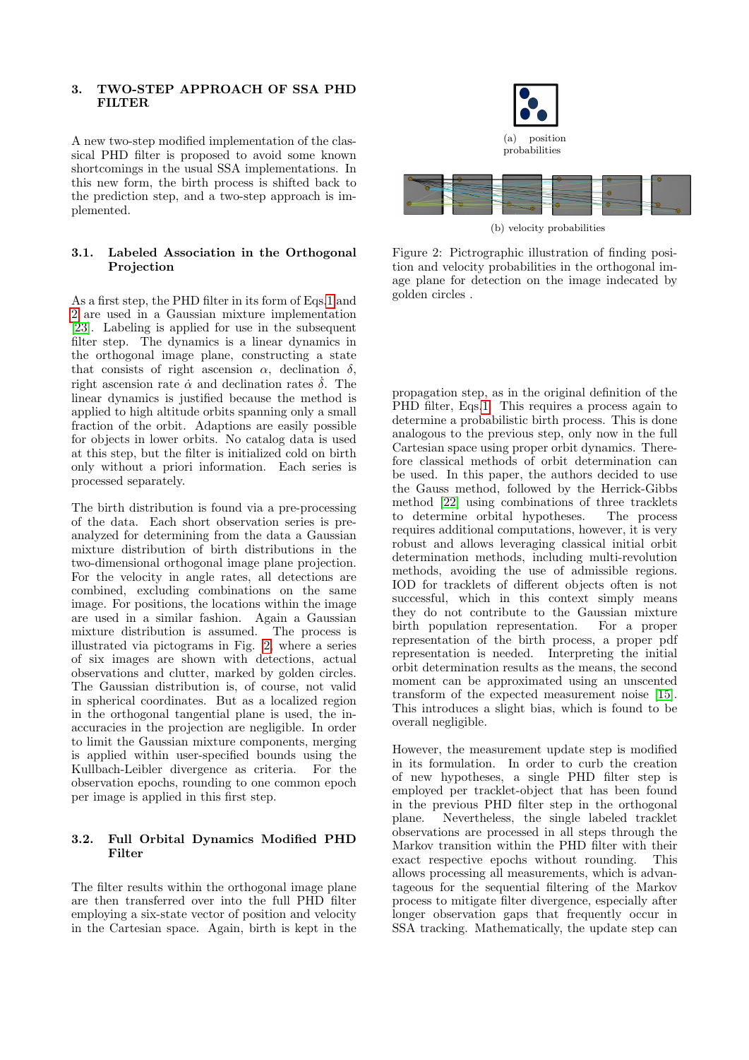## 3. TWO-STEP APPROACH OF SSA PHD FILTER

A new two-step modified implementation of the classical PHD filter is proposed to avoid some known shortcomings in the usual SSA implementations. In this new form, the birth process is shifted back to the prediction step, and a two-step approach is implemented.

### 3.1. Labeled Association in the Orthogonal Projection

As a first step, the PHD filter in its form of Eqs.1 and 2 are used in a Gaussian mixture implementation [23]. Labeling is applied for use in the subsequent filter step. The dynamics is a linear dynamics in the orthogonal image plane, constructing a state that consists of right ascension $\alpha$, declination $\delta$, right ascension rate $\dot{\alpha}$ and declination rates $\dot{\delta}$. The linear dynamics is justified because the method is applied to high altitude orbits spanning only a small fraction of the orbit. Adaptions are easily possible for objects in lower orbits. No catalog data is used at this step, but the filter is initialized cold on birth only without a priori information. Each series is processed separately.

The birth distribution is found via a pre-processing of the data. Each short observation series is pre-analyzed for determining from the data a Gaussian mixture distribution of birth distributions in the two-dimensional orthogonal image plane projection. For the velocity in angle rates, all detections are combined, excluding combinations on the same image. For positions, the locations within the image are used in a similar fashion. Again a Gaussian mixture distribution is assumed. The process is illustrated via pictograms in Fig. 2, where a series of six images are shown with detections, actual observations and clutter, marked by golden circles. The Gaussian distribution is, of course, not valid in spherical coordinates. But as a localized region in the orthogonal tangential plane is used, the inaccuracies in the projection are negligible. In order to limit the Gaussian mixture components, merging is applied within user-specified bounds using the Kullbach-Leibler divergence as criteria. For the observation epochs, rounding to one common epoch per image is applied in this first step.

(a) position probabilities

(b) velocity probabilities

Figure 2: Pictrographic illustration of finding position and velocity probabilities in the orthogonal image plane for detection on the image indecated by golden circles .

### 3.2. Full Orbital Dynamics Modified PHD Filter

The filter results within the orthogonal image plane are then transferred over into the full PHD filter employing a six-state vector of position and velocity in the Cartesian space. Again, birth is kept in the propagation step, as in the original definition of the PHD filter, Eqs.1. This requires a process again to determine a probabilistic birth process. This is done analogous to the previous step, only now in the full Cartesian space using proper orbit dynamics. Therefore classical methods of orbit determination can be used. In this paper, the authors decided to use the Gauss method, followed by the Herrick-Gibbs method [22] using combinations of three tracklets to determine orbital hypotheses. The process requires additional computations, however, it is very robust and allows leveraging classical initial orbit determination methods, including multi-revolution methods, avoiding the use of admissible regions. IOD for tracklets of different objects often is not successful, which in this context simply means they do not contribute to the Gaussian mixture birth population representation. For a proper representation of the birth process, a proper pdf representation is needed. Interpreting the initial orbit determination results as the means, the second moment can be approximated using an unscented transform of the expected measurement noise [15]. This introduces a slight bias, which is found to be overall negligible.

However, the measurement update step is modified in its formulation. In order to curb the creation of new hypotheses, a single PHD filter step is employed per tracklet-object that has been found in the previous PHD filter step in the orthogonal plane. Nevertheless, the single labeled tracklet observations are processed in all steps through the Markov transition within the PHD filter with their exact respective epochs without rounding. This allows processing all measurements, which is advantageous for the sequential filtering of the Markov process to mitigate filter divergence, especially after longer observation gaps that frequently occur in SSA tracking. Mathematically, the update step can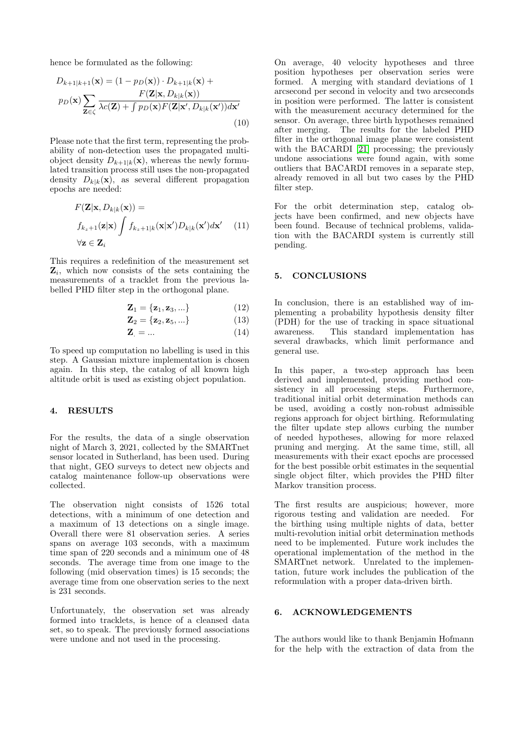hence be formulated as the following:

$$D_{k+1|k+1}(\mathbf{x}) = (1 - p_D(\mathbf{x})) \cdot D_{k+1|k}(\mathbf{x}) + p_D(\mathbf{x}) \sum_{\mathbf{Z} \in \zeta} \frac{F(\mathbf{Z}|\mathbf{x}, D_{k|k}(\mathbf{x}))}{\lambda c(\mathbf{Z}) + \int p_D(\mathbf{x}) F(\mathbf{Z}|\mathbf{x}', D_{k|k}(\mathbf{x}')) d\mathbf{x}'} \tag{10}$$

Please note that the first term, representing the probability of non-detection uses the propagated multi-object density $D_{k+1|k}(\mathbf{x})$, whereas the newly formulated transition process still uses the non-propagated density $D_{k|k}(\mathbf{x})$, as several different propagation epochs are needed:

$$F(\mathbf{Z}|\mathbf{x}, D_{k|k}(\mathbf{x})) = f_{k_z+1}(\mathbf{z}|\mathbf{x}) \int f_{k_z+1|k}(\mathbf{x}|\mathbf{x}') D_{k|k}(\mathbf{x}') d\mathbf{x}' \quad \forall \mathbf{z} \in \mathbf{Z}_i \tag{11}$$

This requires a redefinition of the measurement set $\mathbf{Z}_i$, which now consists of the sets containing the measurements of a tracklet from the previous labelled PHD filter step in the orthogonal plane.

$$\mathbf{Z}_1 = \{\mathbf{z}_1, \mathbf{z}_3, ...\} \tag{12}$$

$$\mathbf{Z}_2 = \{\mathbf{z}_2, \mathbf{z}_5, ...\} \tag{13}$$

$$\mathbf{Z}_{.} = ... \tag{14}$$

To speed up computation no labelling is used in this step. A Gaussian mixture implementation is chosen again. In this step, the catalog of all known high altitude orbit is used as existing object population.

## 4. RESULTS

For the results, the data of a single observation night of March 3, 2021, collected by the SMARTnet sensor located in Sutherland, has been used. During that night, GEO surveys to detect new objects and catalog maintenance follow-up observations were collected.

The observation night consists of 1526 total detections, with a minimum of one detection and a maximum of 13 detections on a single image. Overall there were 81 observation series. A series spans on average 103 seconds, with a maximum time span of 220 seconds and a minimum one of 48 seconds. The average time from one image to the following (mid observation times) is 15 seconds; the average time from one observation series to the next is 231 seconds.

Unfortunately, the observation set was already formed into tracklets, is hence of a cleansed data set, so to speak. The previously formed associations were undone and not used in the processing.

On average, 40 velocity hypotheses and three position hypotheses per observation series were formed. A merging with standard deviations of 1 arcsecond per second in velocity and two arcseconds in position were performed. The latter is consistent with the measurement accuracy determined for the sensor. On average, three birth hypotheses remained after merging. The results for the labeled PHD filter in the orthogonal image plane were consistent with the BACARDI [21] processing; the previously undone associations were found again, with some outliers that BACARDI removes in a separate step, already removed in all but two cases by the PHD filter step.

For the orbit determination step, catalog objects have been confirmed, and new objects have been found. Because of technical problems, validation with the BACARDI system is currently still pending.

## 5. CONCLUSIONS

In conclusion, there is an established way of implementing a probability hypothesis density filter (PDH) for the use of tracking in space situational awareness. This standard implementation has several drawbacks, which limit performance and general use.

In this paper, a two-step approach has been derived and implemented, providing method consistency in all processing steps. Furthermore, traditional initial orbit determination methods can be used, avoiding a costly non-robust admissible regions approach for object birthing. Reformulating the filter update step allows curbing the number of needed hypotheses, allowing for more relaxed pruning and merging. At the same time, still, all measurements with their exact epochs are processed for the best possible orbit estimates in the sequential single object filter, which provides the PHD filter Markov transition process.

The first results are auspicious; however, more rigorous testing and validation are needed. For the birthing using multiple nights of data, better multi-revolution initial orbit determination methods need to be implemented. Future work includes the operational implementation of the method in the SMARTnet network. Unrelated to the implementation, future work includes the publication of the reformulation with a proper data-driven birth.

## 6. ACKNOWLEDGEMENTS

The authors would like to thank Benjamin Hofmann for the help with the extraction of data from the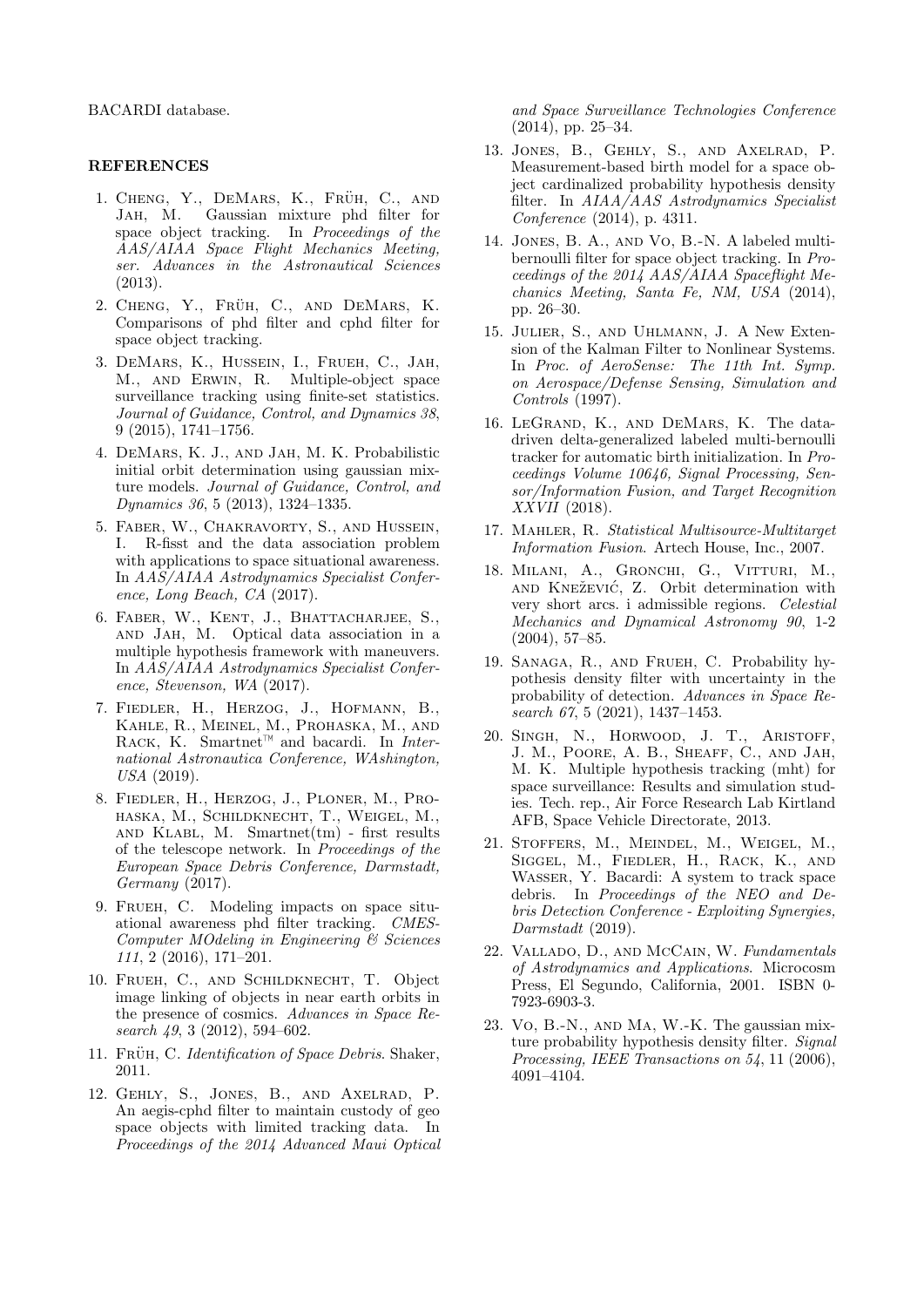BACARDI database.

## REFERENCES

1. Cheng, Y., DeMars, K., Früh, C., and Jah, M. Gaussian mixture phd filter for space object tracking. In *Proceedings of the AAS/AIAA Space Flight Mechanics Meeting, ser. Advances in the Astronautical Sciences* (2013).
2. Cheng, Y., Früh, C., and DeMars, K. Comparisons of phd filter and cphd filter for space object tracking.
3. DeMars, K., Hussein, I., Frueh, C., Jah, M., and Erwin, R. Multiple-object space surveillance tracking using finite-set statistics. *Journal of Guidance, Control, and Dynamics 38*, 9 (2015), 1741–1756.
4. DeMars, K. J., and Jah, M. K. Probabilistic initial orbit determination using gaussian mixture models. *Journal of Guidance, Control, and Dynamics 36*, 5 (2013), 1324–1335.
5. Faber, W., Chakravorty, S., and Hussein, I. R-fisst and the data association problem with applications to space situational awareness. In *AAS/AIAA Astrodynamics Specialist Conference, Long Beach, CA* (2017).
6. Faber, W., Kent, J., Bhattacharjee, S., and Jah, M. Optical data association in a multiple hypothesis framework with maneuvers. In *AAS/AIAA Astrodynamics Specialist Conference, Stevenson, WA* (2017).
7. Fiedler, H., Herzog, J., Hofmann, B., Kahle, R., Meinel, M., Prohaska, M., and Rack, K. Smartnet™ and bacardi. In *International Astronautica Conference, WAshington, USA* (2019).
8. Fiedler, H., Herzog, J., Ploner, M., Prohaska, M., Schildknecht, T., Weigel, M., and Klabl, M. Smartnet(tm) - first results of the telescope network. In *Proceedings of the European Space Debris Conference, Darmstadt, Germany* (2017).
9. Frueh, C. Modeling impacts on space situational awareness phd filter tracking. *CMES-Computer MOdeling in Engineering & Sciences 111*, 2 (2016), 171–201.
10. Frueh, C., and Schildknecht, T. Object image linking of objects in near earth orbits in the presence of cosmics. *Advances in Space Research 49*, 3 (2012), 594–602.
11. Früh, C. *Identification of Space Debris*. Shaker, 2011.
12. Gehly, S., Jones, B., and Axelrad, P. An aegis-cphd filter to maintain custody of geo space objects with limited tracking data. In *Proceedings of the 2014 Advanced Maui Optical and Space Surveillance Technologies Conference* (2014), pp. 25–34.
13. Jones, B., Gehly, S., and Axelrad, P. Measurement-based birth model for a space object cardinalized probability hypothesis density filter. In *AIAA/AAS Astrodynamics Specialist Conference* (2014), p. 4311.
14. Jones, B. A., and Vo, B.-N. A labeled multi-bernoulli filter for space object tracking. In *Proceedings of the 2014 AAS/AIAA Spaceflight Mechanics Meeting, Santa Fe, NM, USA* (2014), pp. 26–30.
15. Julier, S., and Uhlmann, J. A New Extension of the Kalman Filter to Nonlinear Systems. In *Proc. of AeroSense: The 11th Int. Symp. on Aerospace/Defense Sensing, Simulation and Controls* (1997).
16. LeGrand, K., and DeMars, K. The data-driven delta-generalized labeled multi-bernoulli tracker for automatic birth initialization. In *Proceedings Volume 10646, Signal Processing, Sensor/Information Fusion, and Target Recognition XXVII* (2018).
17. Mahler, R. *Statistical Multisource-Multitarget Information Fusion*. Artech House, Inc., 2007.
18. Milani, A., Gronchi, G., Vitturi, M., and Knežević, Z. Orbit determination with very short arcs. i admissible regions. *Celestial Mechanics and Dynamical Astronomy 90*, 1-2 (2004), 57–85.
19. Sanaga, R., and Frueh, C. Probability hypothesis density filter with uncertainty in the probability of detection. *Advances in Space Research 67*, 5 (2021), 1437–1453.
20. Singh, N., Horwood, J. T., Aristoff, J. M., Poore, A. B., Sheaff, C., and Jah, M. K. Multiple hypothesis tracking (mht) for space surveillance: Results and simulation studies. Tech. rep., Air Force Research Lab Kirtland AFB, Space Vehicle Directorate, 2013.
21. Stoffers, M., Meindel, M., Weigel, M., Siggel, M., Fiedler, H., Rack, K., and Wasser, Y. Bacardi: A system to track space debris. In *Proceedings of the NEO and Debris Detection Conference - Exploiting Synergies, Darmstadt* (2019).
22. Vallado, D., and McCain, W. *Fundamentals of Astrodynamics and Applications*. Microcosm Press, El Segundo, California, 2001. ISBN 0-7923-6903-3.
23. Vo, B.-N., and Ma, W.-K. The gaussian mixture probability hypothesis density filter. *Signal Processing, IEEE Transactions on 54*, 11 (2006), 4091–4104.